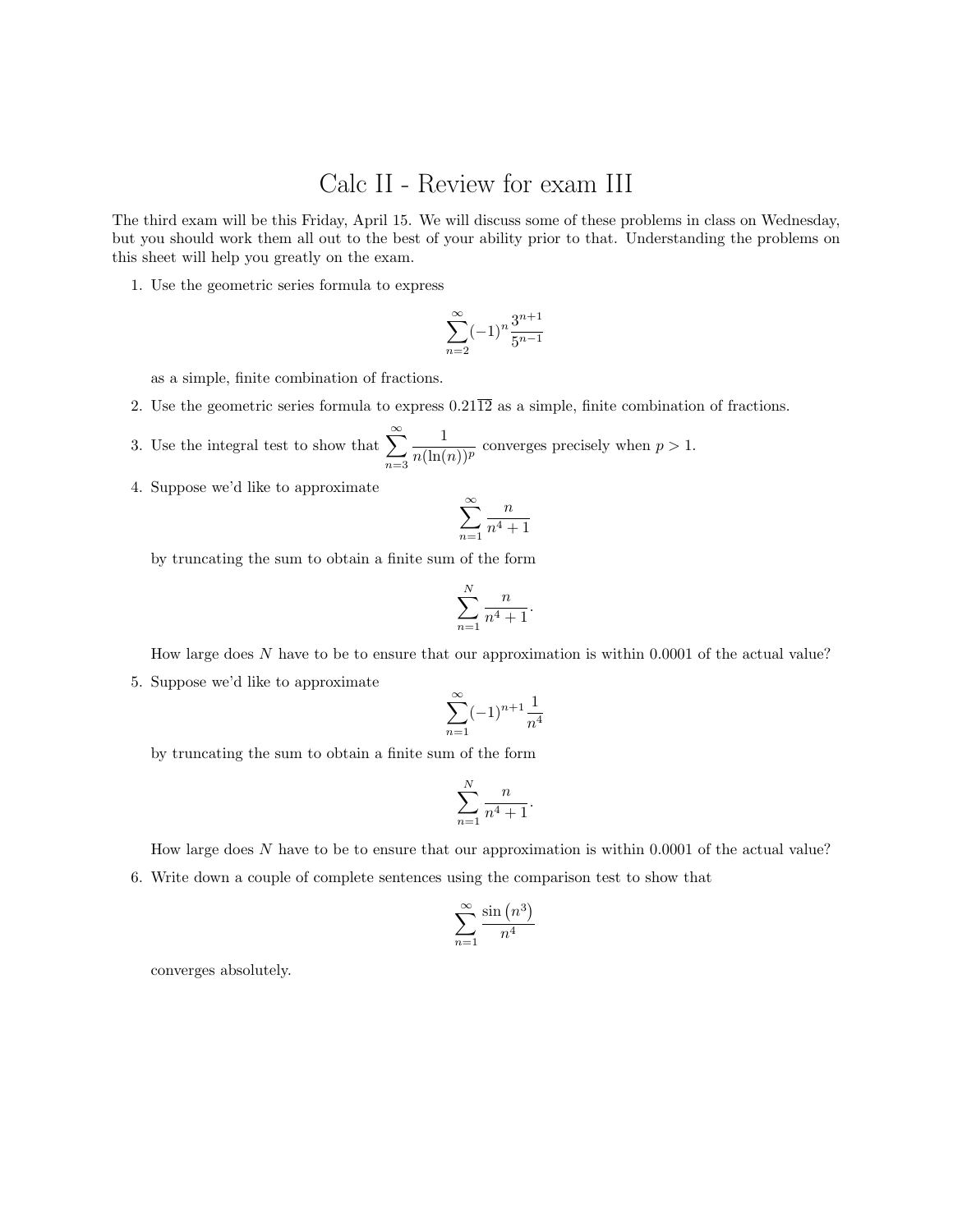# Calc II - Review for exam III

The third exam will be this Friday, April 15. We will discuss some of these problems in class on Wednesday, but you should work them all out to the best of your ability prior to that. Understanding the problems on this sheet will help you greatly on the exam.

1. Use the geometric series formula to express

$$\sum_{n=2}^{\infty} (-1)^n \frac{3^{n+1}}{5^{n-1}}$$

as a simple, finite combination of fractions.

2. Use the geometric series formula to express $0.21\overline{12}$ as a simple, finite combination of fractions.

3. Use the integral test to show that $\displaystyle\sum_{n=3}^{\infty} \frac{1}{n(\ln(n))^p}$ converges precisely when $p > 1$.

4. Suppose we'd like to approximate

$$\sum_{n=1}^{\infty} \frac{n}{n^4+1}$$

by truncating the sum to obtain a finite sum of the form

$$\sum_{n=1}^{N} \frac{n}{n^4+1}.$$

How large does $N$ have to be to ensure that our approximation is within 0.0001 of the actual value?

5. Suppose we'd like to approximate

$$\sum_{n=1}^{\infty} (-1)^{n+1} \frac{1}{n^4}$$

by truncating the sum to obtain a finite sum of the form

$$\sum_{n=1}^{N} \frac{n}{n^4+1}.$$

How large does $N$ have to be to ensure that our approximation is within 0.0001 of the actual value?

6. Write down a couple of complete sentences using the comparison test to show that

$$\sum_{n=1}^{\infty} \frac{\sin\left(n^3\right)}{n^4}$$

converges absolutely.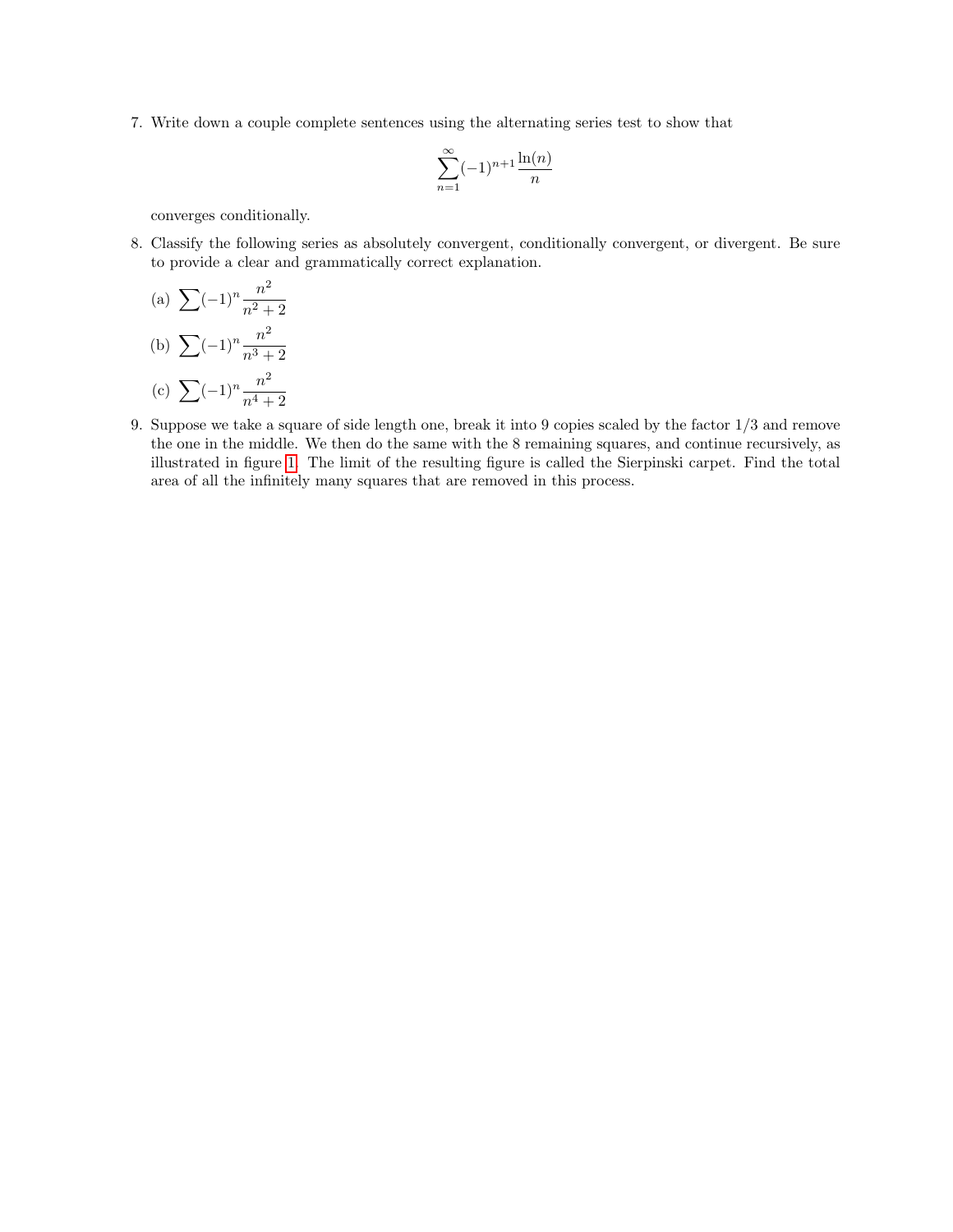7. Write down a couple complete sentences using the alternating series test to show that

$$\sum_{n=1}^{\infty}(-1)^{n+1}\frac{\ln(n)}{n}$$

converges conditionally.

8. Classify the following series as absolutely convergent, conditionally convergent, or divergent. Be sure to provide a clear and grammatically correct explanation.

   (a) $\sum(-1)^n\frac{n^2}{n^2+2}$

   (b) $\sum(-1)^n\frac{n^2}{n^3+2}$

   (c) $\sum(-1)^n\frac{n^2}{n^4+2}$

9. Suppose we take a square of side length one, break it into 9 copies scaled by the factor $1/3$ and remove the one in the middle. We then do the same with the 8 remaining squares, and continue recursively, as illustrated in figure 1. The limit of the resulting figure is called the Sierpinski carpet. Find the total area of all the infinitely many squares that are removed in this process.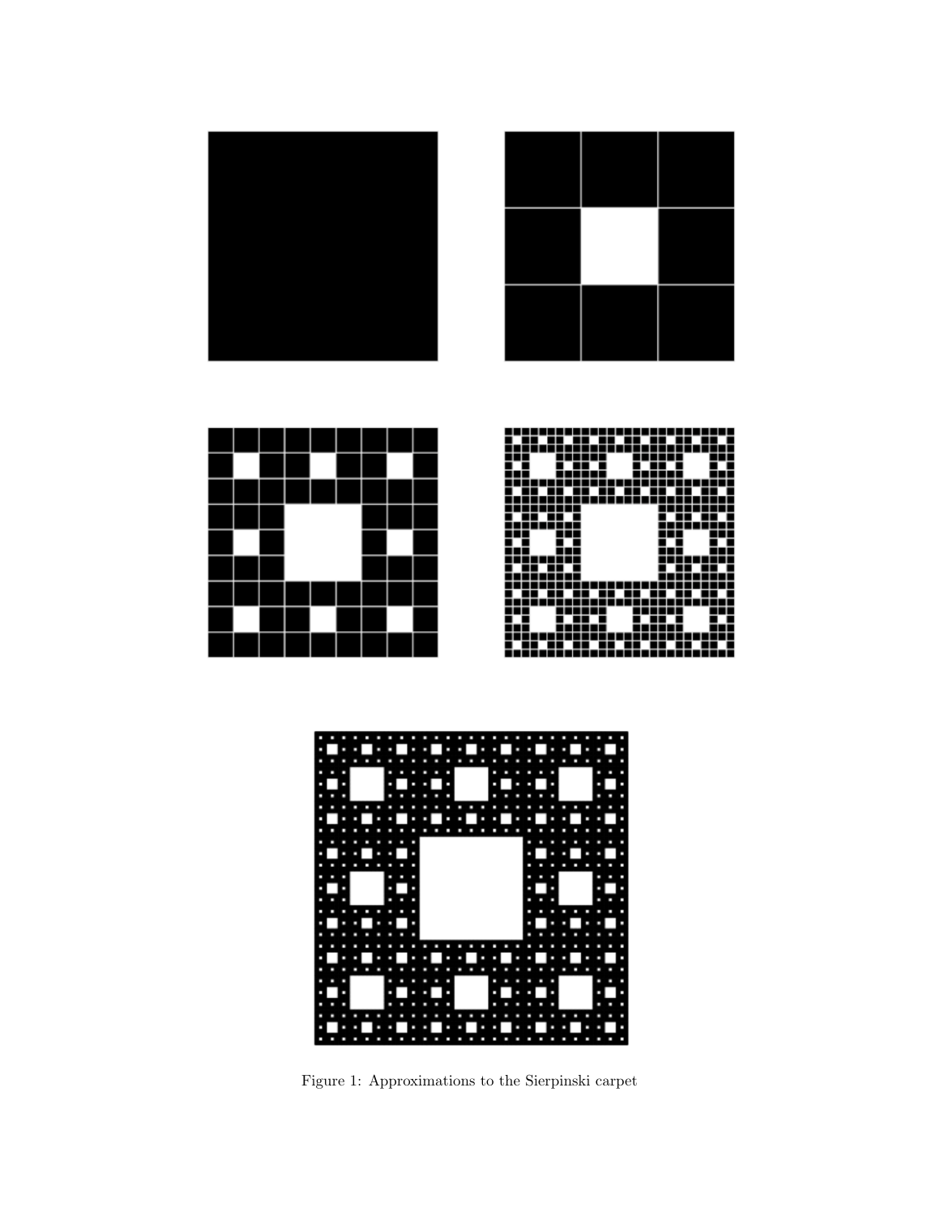Figure 1: Approximations to the Sierpinski carpet